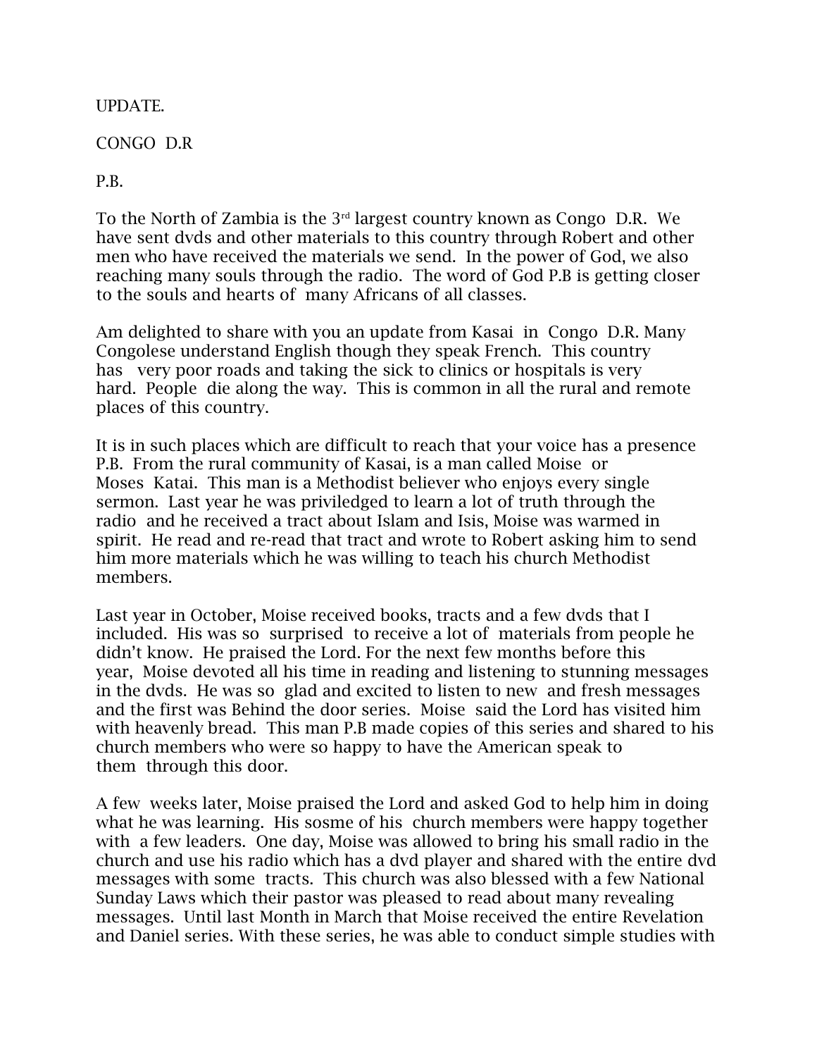UPDATE.

CONGO D.R

P.B.

To the North of Zambia is the 3rd largest country known as Congo D.R. We have sent dvds and other materials to this country through Robert and other men who have received the materials we send. In the power of God, we also reaching many souls through the radio. The word of God P.B is getting closer to the souls and hearts of many Africans of all classes.

Am delighted to share with you an update from Kasai in Congo D.R. Many Congolese understand English though they speak French. This country has very poor roads and taking the sick to clinics or hospitals is very hard. People die along the way. This is common in all the rural and remote places of this country.

It is in such places which are difficult to reach that your voice has a presence P.B. From the rural community of Kasai, is a man called Moise or Moses Katai. This man is a Methodist believer who enjoys every single sermon. Last year he was priviledged to learn a lot of truth through the radio and he received a tract about Islam and Isis, Moise was warmed in spirit. He read and re-read that tract and wrote to Robert asking him to send him more materials which he was willing to teach his church Methodist members.

Last year in October, Moise received books, tracts and a few dvds that I included. His was so surprised to receive a lot of materials from people he didn't know. He praised the Lord. For the next few months before this year, Moise devoted all his time in reading and listening to stunning messages in the dvds. He was so glad and excited to listen to new and fresh messages and the first was Behind the door series. Moise said the Lord has visited him with heavenly bread. This man P.B made copies of this series and shared to his church members who were so happy to have the American speak to them through this door.

A few weeks later, Moise praised the Lord and asked God to help him in doing what he was learning. His sosme of his church members were happy together with a few leaders. One day, Moise was allowed to bring his small radio in the church and use his radio which has a dvd player and shared with the entire dvd messages with some tracts. This church was also blessed with a few National Sunday Laws which their pastor was pleased to read about many revealing messages. Until last Month in March that Moise received the entire Revelation and Daniel series. With these series, he was able to conduct simple studies with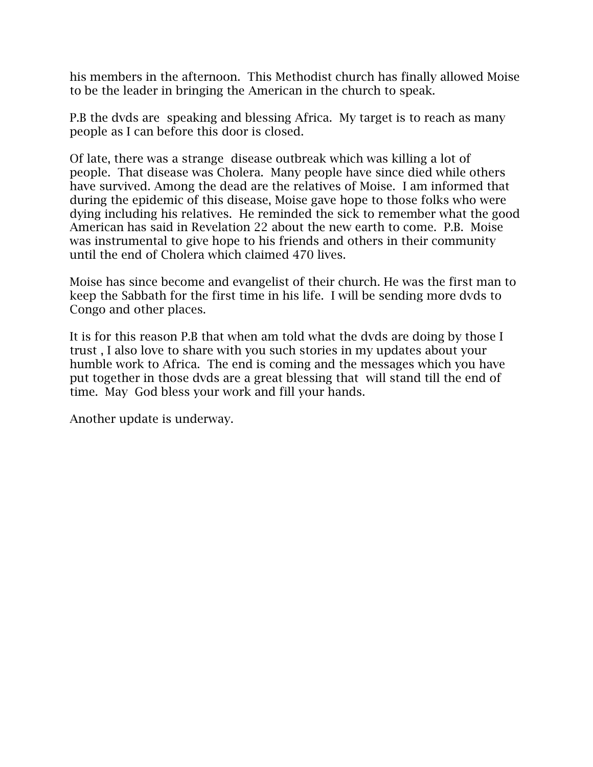his members in the afternoon. This Methodist church has finally allowed Moise to be the leader in bringing the American in the church to speak.

P.B the dvds are speaking and blessing Africa. My target is to reach as many people as I can before this door is closed.

Of late, there was a strange disease outbreak which was killing a lot of people. That disease was Cholera. Many people have since died while others have survived. Among the dead are the relatives of Moise. I am informed that during the epidemic of this disease, Moise gave hope to those folks who were dying including his relatives. He reminded the sick to remember what the good American has said in Revelation 22 about the new earth to come. P.B. Moise was instrumental to give hope to his friends and others in their community until the end of Cholera which claimed 470 lives.

Moise has since become and evangelist of their church. He was the first man to keep the Sabbath for the first time in his life. I will be sending more dvds to Congo and other places.

It is for this reason P.B that when am told what the dvds are doing by those I trust , I also love to share with you such stories in my updates about your humble work to Africa. The end is coming and the messages which you have put together in those dvds are a great blessing that will stand till the end of time. May God bless your work and fill your hands.

Another update is underway.